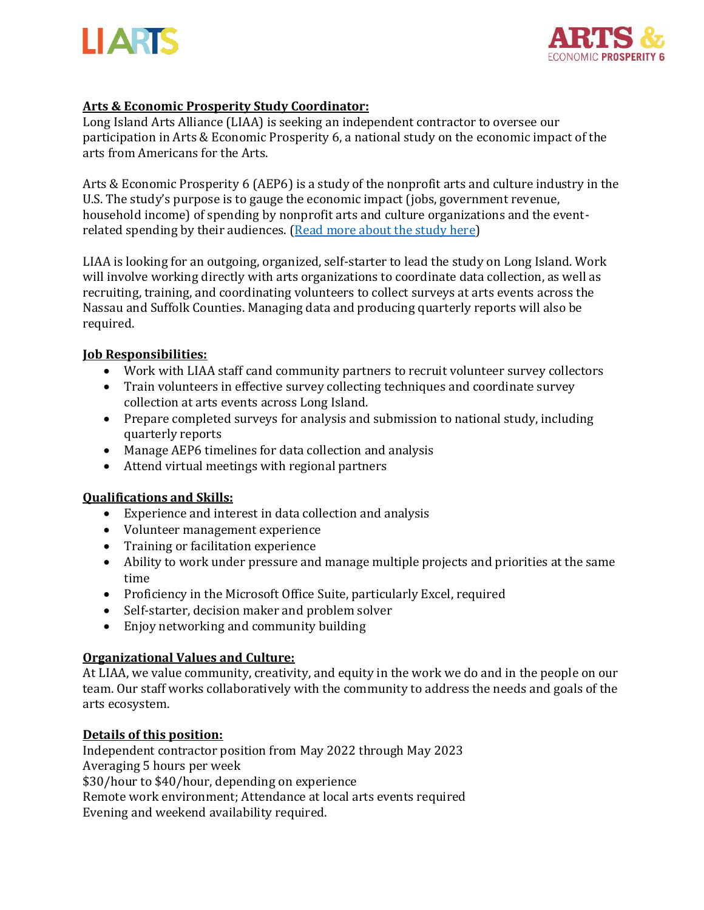## Arts & Economic Prosperity Study Coordinator:

Long Island Arts Alliance (LIAA) is seeking an independent contractor to oversee our participation in Arts & Economic Prosperity 6, a national study on the economic impact of the arts from Americans for the Arts.

Arts & Economic Prosperity 6 (AEP6) is a study of the nonprofit arts and culture industry in the U.S. The study's purpose is to gauge the economic impact (jobs, government revenue, household income) of spending by nonprofit arts and culture organizations and the event-related spending by their audiences. ([Read more about the study here])

LIAA is looking for an outgoing, organized, self-starter to lead the study on Long Island. Work will involve working directly with arts organizations to coordinate data collection, as well as recruiting, training, and coordinating volunteers to collect surveys at arts events across the Nassau and Suffolk Counties. Managing data and producing quarterly reports will also be required.

## Job Responsibilities:

- Work with LIAA staff cand community partners to recruit volunteer survey collectors
- Train volunteers in effective survey collecting techniques and coordinate survey collection at arts events across Long Island.
- Prepare completed surveys for analysis and submission to national study, including quarterly reports
- Manage AEP6 timelines for data collection and analysis
- Attend virtual meetings with regional partners

## Qualifications and Skills:

- Experience and interest in data collection and analysis
- Volunteer management experience
- Training or facilitation experience
- Ability to work under pressure and manage multiple projects and priorities at the same time
- Proficiency in the Microsoft Office Suite, particularly Excel, required
- Self-starter, decision maker and problem solver
- Enjoy networking and community building

## Organizational Values and Culture:

At LIAA, we value community, creativity, and equity in the work we do and in the people on our team. Our staff works collaboratively with the community to address the needs and goals of the arts ecosystem.

## Details of this position:

Independent contractor position from May 2022 through May 2023
Averaging 5 hours per week
$30/hour to $40/hour, depending on experience
Remote work environment; Attendance at local arts events required
Evening and weekend availability required.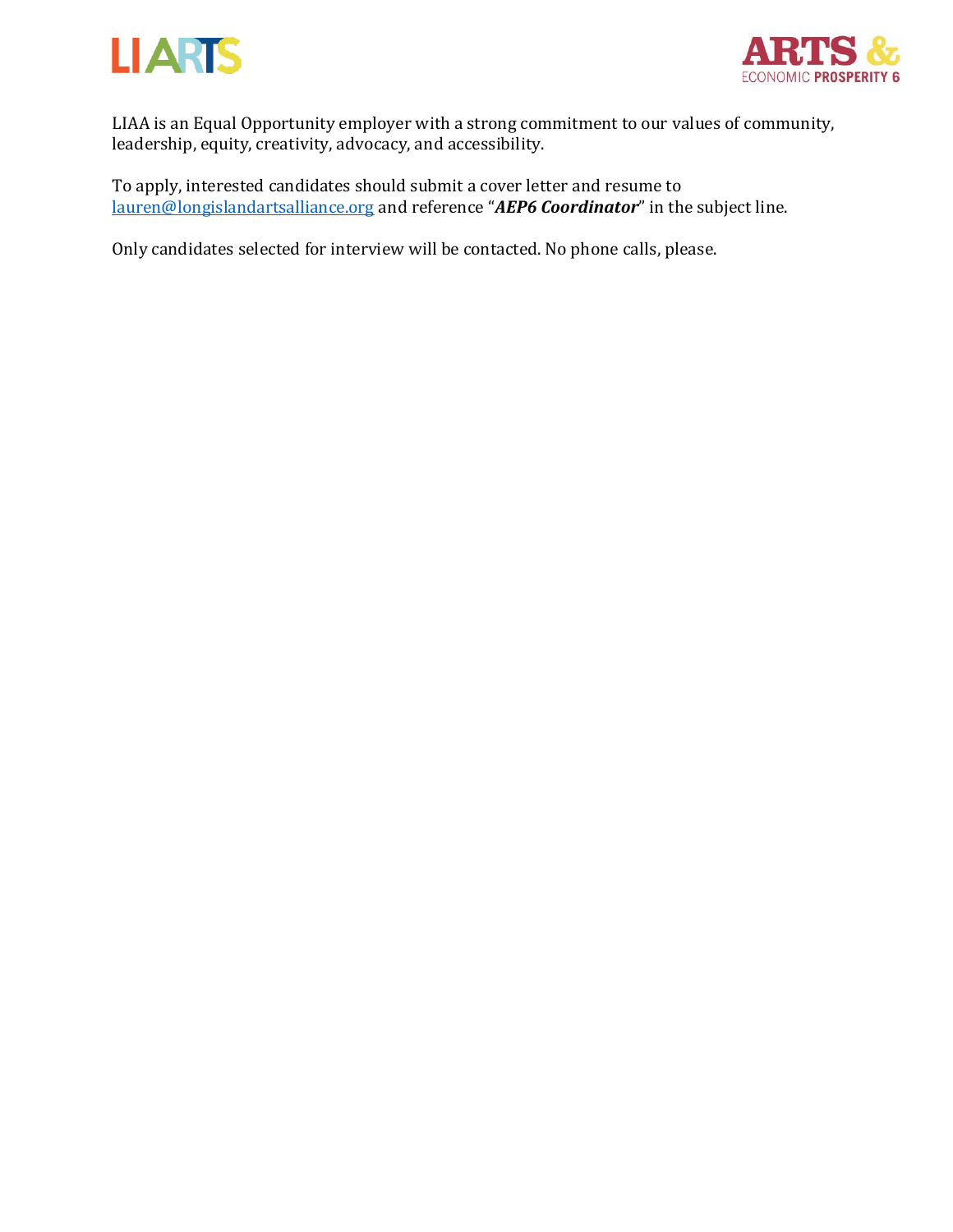LIAA is an Equal Opportunity employer with a strong commitment to our values of community, leadership, equity, creativity, advocacy, and accessibility.

To apply, interested candidates should submit a cover letter and resume to [lauren@longislandartsalliance.org](mailto:lauren@longislandartsalliance.org) and reference "***AEP6 Coordinator***" in the subject line.

Only candidates selected for interview will be contacted. No phone calls, please.